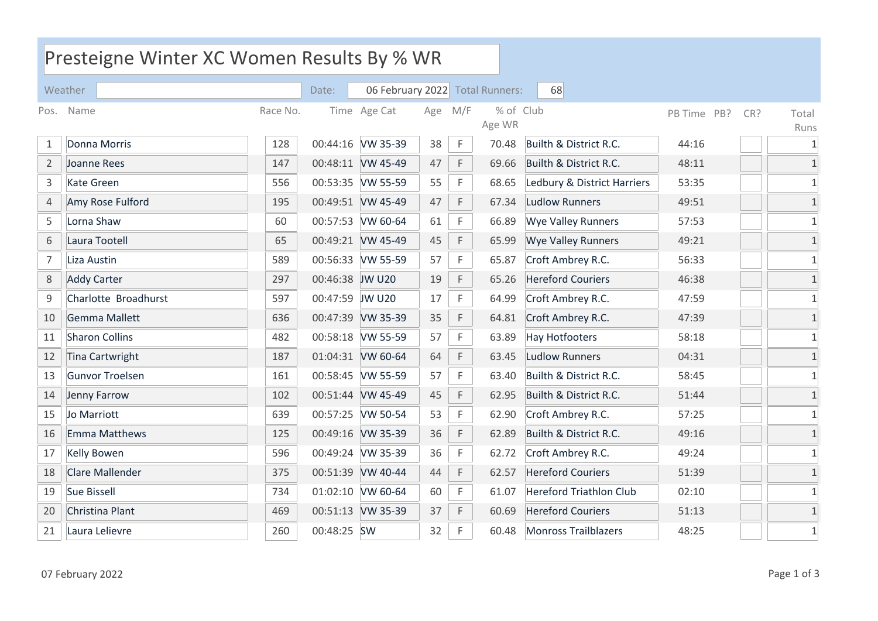# Presteigne Winter XC Women Results By % WR

Weather | Date: 06 February 2022 | Total Runners: 68

| Pos. | Name | Race No. | Time | Age Cat | Age | M/F | % of Age WR | Club | PB Time | PB? | CR? | Total Runs |
|---|---|---|---|---|---|---|---|---|---|---|---|---|
| 1 | Donna Morris | 128 | 00:44:16 | VW 35-39 | 38 | F | 70.48 | Builth & District R.C. | 44:16 | | | 1 |
| 2 | Joanne Rees | 147 | 00:48:11 | VW 45-49 | 47 | F | 69.66 | Builth & District R.C. | 48:11 | | | 1 |
| 3 | Kate Green | 556 | 00:53:35 | VW 55-59 | 55 | F | 68.65 | Ledbury & District Harriers | 53:35 | | | 1 |
| 4 | Amy Rose Fulford | 195 | 00:49:51 | VW 45-49 | 47 | F | 67.34 | Ludlow Runners | 49:51 | | | 1 |
| 5 | Lorna Shaw | 60 | 00:57:53 | VW 60-64 | 61 | F | 66.89 | Wye Valley Runners | 57:53 | | | 1 |
| 6 | Laura Tootell | 65 | 00:49:21 | VW 45-49 | 45 | F | 65.99 | Wye Valley Runners | 49:21 | | | 1 |
| 7 | Liza Austin | 589 | 00:56:33 | VW 55-59 | 57 | F | 65.87 | Croft Ambrey R.C. | 56:33 | | | 1 |
| 8 | Addy Carter | 297 | 00:46:38 | JW U20 | 19 | F | 65.26 | Hereford Couriers | 46:38 | | | 1 |
| 9 | Charlotte Broadhurst | 597 | 00:47:59 | JW U20 | 17 | F | 64.99 | Croft Ambrey R.C. | 47:59 | | | 1 |
| 10 | Gemma Mallett | 636 | 00:47:39 | VW 35-39 | 35 | F | 64.81 | Croft Ambrey R.C. | 47:39 | | | 1 |
| 11 | Sharon Collins | 482 | 00:58:18 | VW 55-59 | 57 | F | 63.89 | Hay Hotfooters | 58:18 | | | 1 |
| 12 | Tina Cartwright | 187 | 01:04:31 | VW 60-64 | 64 | F | 63.45 | Ludlow Runners | 04:31 | | | 1 |
| 13 | Gunvor Troelsen | 161 | 00:58:45 | VW 55-59 | 57 | F | 63.40 | Builth & District R.C. | 58:45 | | | 1 |
| 14 | Jenny Farrow | 102 | 00:51:44 | VW 45-49 | 45 | F | 62.95 | Builth & District R.C. | 51:44 | | | 1 |
| 15 | Jo Marriott | 639 | 00:57:25 | VW 50-54 | 53 | F | 62.90 | Croft Ambrey R.C. | 57:25 | | | 1 |
| 16 | Emma Matthews | 125 | 00:49:16 | VW 35-39 | 36 | F | 62.89 | Builth & District R.C. | 49:16 | | | 1 |
| 17 | Kelly Bowen | 596 | 00:49:24 | VW 35-39 | 36 | F | 62.72 | Croft Ambrey R.C. | 49:24 | | | 1 |
| 18 | Clare Mallender | 375 | 00:51:39 | VW 40-44 | 44 | F | 62.57 | Hereford Couriers | 51:39 | | | 1 |
| 19 | Sue Bissell | 734 | 01:02:10 | VW 60-64 | 60 | F | 61.07 | Hereford Triathlon Club | 02:10 | | | 1 |
| 20 | Christina Plant | 469 | 00:51:13 | VW 35-39 | 37 | F | 60.69 | Hereford Couriers | 51:13 | | | 1 |
| 21 | Laura Lelievre | 260 | 00:48:25 | SW | 32 | F | 60.48 | Monross Trailblazers | 48:25 | | | 1 |

07 February 2022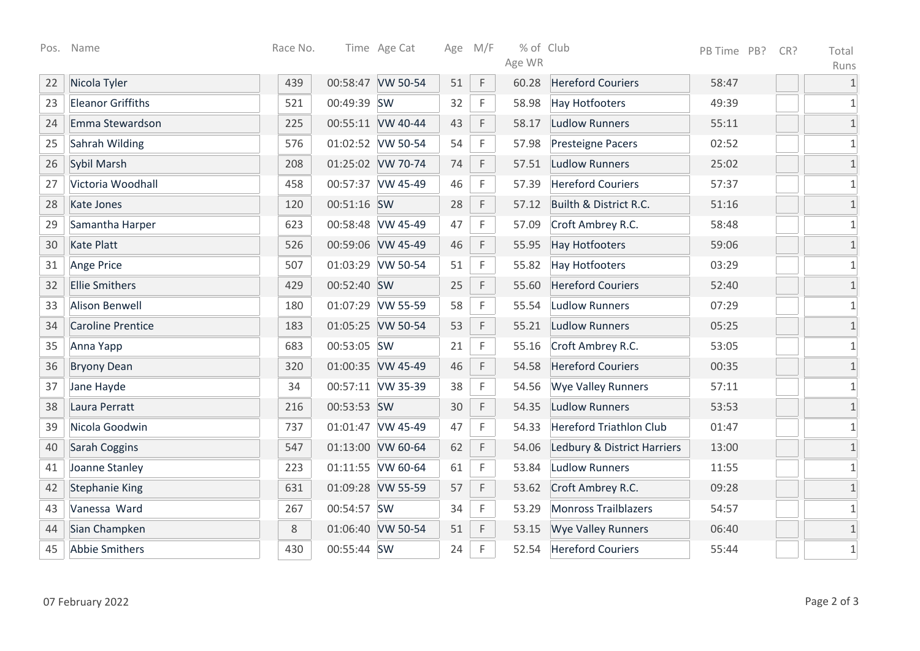| Pos. | Name | Race No. | Time | Age Cat | Age | M/F | % of Age WR | Club | PB Time | PB? | CR? | Total Runs |
|---|---|---|---|---|---|---|---|---|---|---|---|---|
| 22 | Nicola Tyler | 439 | 00:58:47 | VW 50-54 | 51 | F | 60.28 | Hereford Couriers | 58:47 | | | 1 |
| 23 | Eleanor Griffiths | 521 | 00:49:39 | SW | 32 | F | 58.98 | Hay Hotfooters | 49:39 | | | 1 |
| 24 | Emma Stewardson | 225 | 00:55:11 | VW 40-44 | 43 | F | 58.17 | Ludlow Runners | 55:11 | | | 1 |
| 25 | Sahrah Wilding | 576 | 01:02:52 | VW 50-54 | 54 | F | 57.98 | Presteigne Pacers | 02:52 | | | 1 |
| 26 | Sybil Marsh | 208 | 01:25:02 | VW 70-74 | 74 | F | 57.51 | Ludlow Runners | 25:02 | | | 1 |
| 27 | Victoria Woodhall | 458 | 00:57:37 | VW 45-49 | 46 | F | 57.39 | Hereford Couriers | 57:37 | | | 1 |
| 28 | Kate Jones | 120 | 00:51:16 | SW | 28 | F | 57.12 | Builth & District R.C. | 51:16 | | | 1 |
| 29 | Samantha Harper | 623 | 00:58:48 | VW 45-49 | 47 | F | 57.09 | Croft Ambrey R.C. | 58:48 | | | 1 |
| 30 | Kate Platt | 526 | 00:59:06 | VW 45-49 | 46 | F | 55.95 | Hay Hotfooters | 59:06 | | | 1 |
| 31 | Ange Price | 507 | 01:03:29 | VW 50-54 | 51 | F | 55.82 | Hay Hotfooters | 03:29 | | | 1 |
| 32 | Ellie Smithers | 429 | 00:52:40 | SW | 25 | F | 55.60 | Hereford Couriers | 52:40 | | | 1 |
| 33 | Alison Benwell | 180 | 01:07:29 | VW 55-59 | 58 | F | 55.54 | Ludlow Runners | 07:29 | | | 1 |
| 34 | Caroline Prentice | 183 | 01:05:25 | VW 50-54 | 53 | F | 55.21 | Ludlow Runners | 05:25 | | | 1 |
| 35 | Anna Yapp | 683 | 00:53:05 | SW | 21 | F | 55.16 | Croft Ambrey R.C. | 53:05 | | | 1 |
| 36 | Bryony Dean | 320 | 01:00:35 | VW 45-49 | 46 | F | 54.58 | Hereford Couriers | 00:35 | | | 1 |
| 37 | Jane Hayde | 34 | 00:57:11 | VW 35-39 | 38 | F | 54.56 | Wye Valley Runners | 57:11 | | | 1 |
| 38 | Laura Perratt | 216 | 00:53:53 | SW | 30 | F | 54.35 | Ludlow Runners | 53:53 | | | 1 |
| 39 | Nicola Goodwin | 737 | 01:01:47 | VW 45-49 | 47 | F | 54.33 | Hereford Triathlon Club | 01:47 | | | 1 |
| 40 | Sarah Coggins | 547 | 01:13:00 | VW 60-64 | 62 | F | 54.06 | Ledbury & District Harriers | 13:00 | | | 1 |
| 41 | Joanne Stanley | 223 | 01:11:55 | VW 60-64 | 61 | F | 53.84 | Ludlow Runners | 11:55 | | | 1 |
| 42 | Stephanie King | 631 | 01:09:28 | VW 55-59 | 57 | F | 53.62 | Croft Ambrey R.C. | 09:28 | | | 1 |
| 43 | Vanessa Ward | 267 | 00:54:57 | SW | 34 | F | 53.29 | Monross Trailblazers | 54:57 | | | 1 |
| 44 | Sian Champken | 8 | 01:06:40 | VW 50-54 | 51 | F | 53.15 | Wye Valley Runners | 06:40 | | | 1 |
| 45 | Abbie Smithers | 430 | 00:55:44 | SW | 24 | F | 52.54 | Hereford Couriers | 55:44 | | | 1 |

07 February 2022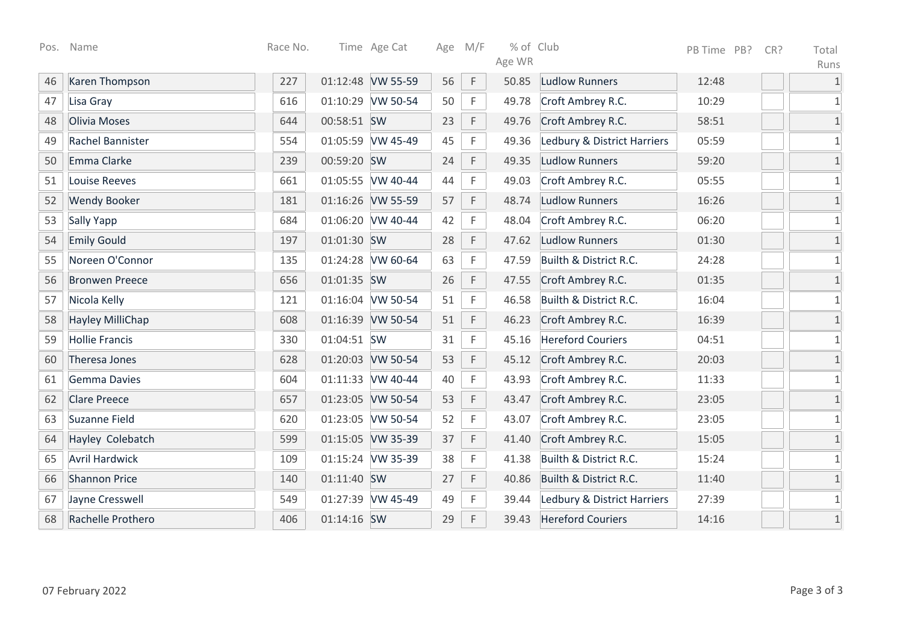| Pos. | Name | Race No. | Time | Age Cat | Age | M/F | % of Age WR | Club | PB Time | PB? | CR? | Total Runs |
|---|---|---|---|---|---|---|---|---|---|---|---|---|
| 46 | Karen Thompson | 227 | 01:12:48 | VW 55-59 | 56 | F | 50.85 | Ludlow Runners | 12:48 | | | 1 |
| 47 | Lisa Gray | 616 | 01:10:29 | VW 50-54 | 50 | F | 49.78 | Croft Ambrey R.C. | 10:29 | | | 1 |
| 48 | Olivia Moses | 644 | 00:58:51 | SW | 23 | F | 49.76 | Croft Ambrey R.C. | 58:51 | | | 1 |
| 49 | Rachel Bannister | 554 | 01:05:59 | VW 45-49 | 45 | F | 49.36 | Ledbury & District Harriers | 05:59 | | | 1 |
| 50 | Emma Clarke | 239 | 00:59:20 | SW | 24 | F | 49.35 | Ludlow Runners | 59:20 | | | 1 |
| 51 | Louise Reeves | 661 | 01:05:55 | VW 40-44 | 44 | F | 49.03 | Croft Ambrey R.C. | 05:55 | | | 1 |
| 52 | Wendy Booker | 181 | 01:16:26 | VW 55-59 | 57 | F | 48.74 | Ludlow Runners | 16:26 | | | 1 |
| 53 | Sally Yapp | 684 | 01:06:20 | VW 40-44 | 42 | F | 48.04 | Croft Ambrey R.C. | 06:20 | | | 1 |
| 54 | Emily Gould | 197 | 01:01:30 | SW | 28 | F | 47.62 | Ludlow Runners | 01:30 | | | 1 |
| 55 | Noreen O'Connor | 135 | 01:24:28 | VW 60-64 | 63 | F | 47.59 | Builth & District R.C. | 24:28 | | | 1 |
| 56 | Bronwen Preece | 656 | 01:01:35 | SW | 26 | F | 47.55 | Croft Ambrey R.C. | 01:35 | | | 1 |
| 57 | Nicola Kelly | 121 | 01:16:04 | VW 50-54 | 51 | F | 46.58 | Builth & District R.C. | 16:04 | | | 1 |
| 58 | Hayley MilliChap | 608 | 01:16:39 | VW 50-54 | 51 | F | 46.23 | Croft Ambrey R.C. | 16:39 | | | 1 |
| 59 | Hollie Francis | 330 | 01:04:51 | SW | 31 | F | 45.16 | Hereford Couriers | 04:51 | | | 1 |
| 60 | Theresa Jones | 628 | 01:20:03 | VW 50-54 | 53 | F | 45.12 | Croft Ambrey R.C. | 20:03 | | | 1 |
| 61 | Gemma Davies | 604 | 01:11:33 | VW 40-44 | 40 | F | 43.93 | Croft Ambrey R.C. | 11:33 | | | 1 |
| 62 | Clare Preece | 657 | 01:23:05 | VW 50-54 | 53 | F | 43.47 | Croft Ambrey R.C. | 23:05 | | | 1 |
| 63 | Suzanne Field | 620 | 01:23:05 | VW 50-54 | 52 | F | 43.07 | Croft Ambrey R.C. | 23:05 | | | 1 |
| 64 | Hayley Colebatch | 599 | 01:15:05 | VW 35-39 | 37 | F | 41.40 | Croft Ambrey R.C. | 15:05 | | | 1 |
| 65 | Avril Hardwick | 109 | 01:15:24 | VW 35-39 | 38 | F | 41.38 | Builth & District R.C. | 15:24 | | | 1 |
| 66 | Shannon Price | 140 | 01:11:40 | SW | 27 | F | 40.86 | Builth & District R.C. | 11:40 | | | 1 |
| 67 | Jayne Cresswell | 549 | 01:27:39 | VW 45-49 | 49 | F | 39.44 | Ledbury & District Harriers | 27:39 | | | 1 |
| 68 | Rachelle Prothero | 406 | 01:14:16 | SW | 29 | F | 39.43 | Hereford Couriers | 14:16 | | | 1 |

07 February 2022